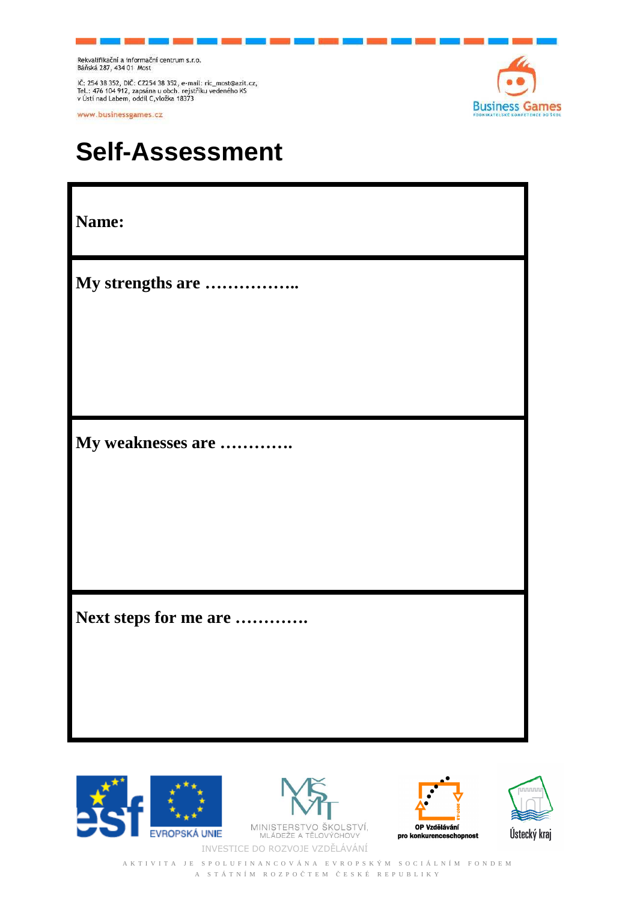Rekvalifikační a informační centrum s.r.o.
Báňská 287, 434 01 Most

IČ: 254 38 352, DIČ: CZ254 38 352, e-mail: ric_most@azit.cz,
Tel.: 476 104 912, zapsána u obch. rejstříku vedeného KS
v Ústí nad Labem, oddíl C,vložka 18373

www.businessgames.cz

# Self-Assessment

| **Name:** |
|---|
| **My strengths are ……………..** |
| **My weaknesses are ………….** |
| **Next steps for me are ………….** |

EVROPSKÁ UNIE

MINISTERSTVO ŠKOLSTVÍ, MLÁDEŽE A TĚLOVÝCHOVY

OP Vzdělávání pro konkurenceschopnost

Ústecký kraj

INVESTICE DO ROZVOJE VZDĚLÁVÁNÍ

AKTIVITA JE SPOLUFINANCOVÁNA EVROPSKÝM SOCIÁLNÍM FONDEM A STÁTNÍM ROZPOČTEM ČESKÉ REPUBLIKY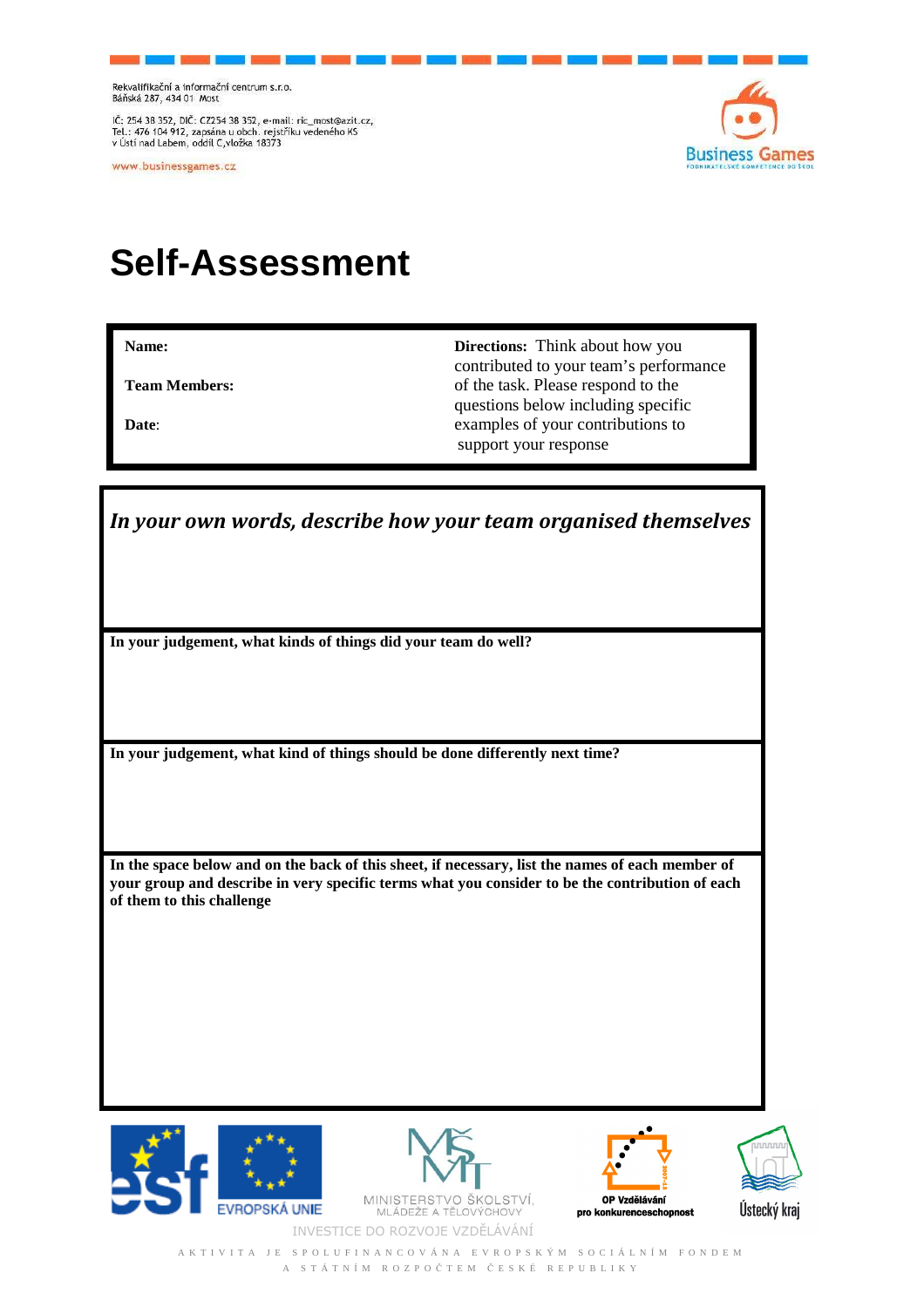Rekvalifikační a informační centrum s.r.o.
Báňská 287, 434 01 Most

IČ: 254 38 352, DIČ: CZ254 38 352, e-mail: ric_most@azit.cz,
Tel.: 476 104 912, zapsána u obch. rejstříku vedeného KS
v Ústí nad Labem, oddíl C,vložka 18373

www.businessgames.cz

# Self-Assessment

| | |
|---|---|
| **Name:**<br><br>**Team Members:**<br><br>**Date**: | **Directions:** Think about how you contributed to your team's performance of the task. Please respond to the questions below including specific examples of your contributions to support your response |

***In your own words, describe how your team organised themselves***

**In your judgement, what kinds of things did your team do well?**

**In your judgement, what kind of things should be done differently next time?**

**In the space below and on the back of this sheet, if necessary, list the names of each member of your group and describe in very specific terms what you consider to be the contribution of each of them to this challenge**

EVROPSKÁ UNIE

MINISTERSTVO ŠKOLSTVÍ, MLÁDEŽE A TĚLOVÝCHOVY

OP Vzdělávání pro konkurenceschopnost

Ústecký kraj

INVESTICE DO ROZVOJE VZDĚLÁVÁNÍ

AKTIVITA JE SPOLUFINANCOVÁNA EVROPSKÝM SOCIÁLNÍM FONDEM A STÁTNÍM ROZPOČTEM ČESKÉ REPUBLIKY